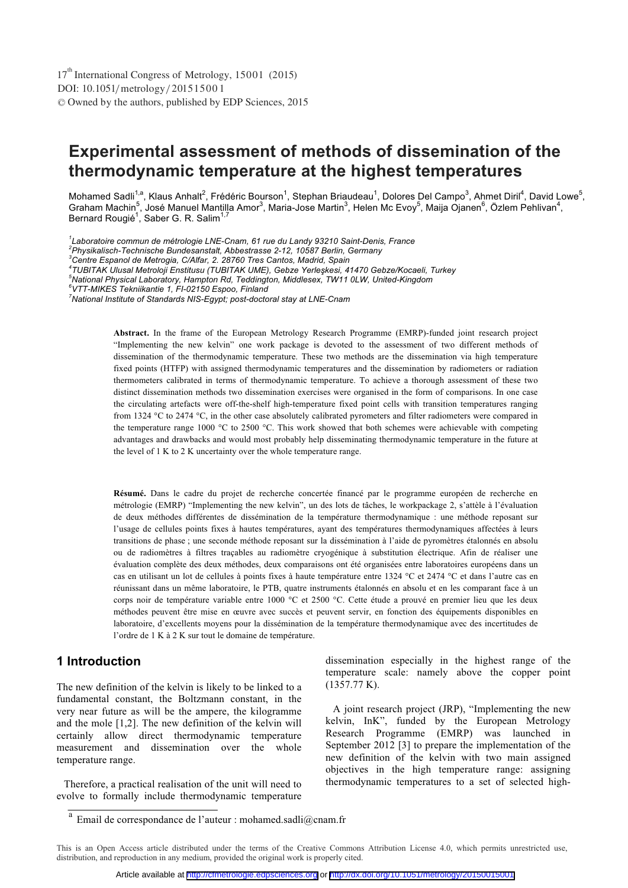# Experimental assessment of methods of dissemination of the thermodynamic temperature at the highest temperatures

Mohamed Sadli[1,a], Klaus Anhalt[2], Frédéric Bourson[1], Stephan Briaudeau[1], Dolores Del Campo[3], Ahmet Diril[4], David Lowe[5], Graham Machin[5], José Manuel Mantilla Amor[3], Maria-Jose Martin[3], Helen Mc Evoy[5], Maija Ojanen[6], Özlem Pehlivan[4], Bernard Rougié[1], Saber G. R. Salim[1,7]

*[1]Laboratoire commun de métrologie LNE-Cnam, 61 rue du Landy 93210 Saint-Denis, France*
*[2]Physikalisch-Technische Bundesanstalt, Abbestrasse 2-12, 10587 Berlin, Germany*
*[3]Centre Espanol de Metrogia, C/Alfar, 2. 28760 Tres Cantos, Madrid, Spain*
*[4]TUBITAK Ulusal Metroloji Enstitusu (TUBITAK UME), Gebze Yerleşkesi, 41470 Gebze/Kocaeli, Turkey*
*[5]National Physical Laboratory, Hampton Rd, Teddington, Middlesex, TW11 0LW, United-Kingdom*
*[6]VTT-MIKES Tekniikantie 1, FI-02150 Espoo, Finland*
*[7]National Institute of Standards NIS-Egypt; post-doctoral stay at LNE-Cnam*

**Abstract.** In the frame of the European Metrology Research Programme (EMRP)-funded joint research project "Implementing the new kelvin" one work package is devoted to the assessment of two different methods of dissemination of the thermodynamic temperature. These two methods are the dissemination via high temperature fixed points (HTFP) with assigned thermodynamic temperatures and the dissemination by radiometers or radiation thermometers calibrated in terms of thermodynamic temperature. To achieve a thorough assessment of these two distinct dissemination methods two dissemination exercises were organised in the form of comparisons. In one case the circulating artefacts were off-the-shelf high-temperature fixed point cells with transition temperatures ranging from 1324 °C to 2474 °C, in the other case absolutely calibrated pyrometers and filter radiometers were compared in the temperature range 1000 °C to 2500 °C. This work showed that both schemes were achievable with competing advantages and drawbacks and would most probably help disseminating thermodynamic temperature in the future at the level of 1 K to 2 K uncertainty over the whole temperature range.

**Résumé.** Dans le cadre du projet de recherche concertée financé par le programme européen de recherche en métrologie (EMRP) "Implementing the new kelvin", un des lots de tâches, le workpackage 2, s'attèle à l'évaluation de deux méthodes différentes de dissémination de la température thermodynamique : une méthode reposant sur l'usage de cellules points fixes à hautes températures, ayant des températures thermodynamiques affectées à leurs transitions de phase ; une seconde méthode reposant sur la dissémination à l'aide de pyromètres étalonnés en absolu ou de radiomètres à filtres traçables au radiomètre cryogénique à substitution électrique. Afin de réaliser une évaluation complète des deux méthodes, deux comparaisons ont été organisées entre laboratoires européens dans un cas en utilisant un lot de cellules à points fixes à haute température entre 1324 °C et 2474 °C et dans l'autre cas en réunissant dans un même laboratoire, le PTB, quatre instruments étalonnés en absolu et en les comparant face à un corps noir de température variable entre 1000 °C et 2500 °C. Cette étude a prouvé en premier lieu que les deux méthodes peuvent être mise en œuvre avec succès et peuvent servir, en fonction des équipements disponibles en laboratoire, d'excellents moyens pour la dissémination de la température thermodynamique avec des incertitudes de l'ordre de 1 K à 2 K sur tout le domaine de température.

## 1 Introduction

The new definition of the kelvin is likely to be linked to a fundamental constant, the Boltzmann constant, in the very near future as will be the ampere, the kilogramme and the mole [1,2]. The new definition of the kelvin will certainly allow direct thermodynamic temperature measurement and dissemination over the whole temperature range.

Therefore, a practical realisation of the unit will need to evolve to formally include thermodynamic temperature dissemination especially in the highest range of the temperature scale: namely above the copper point (1357.77 K).

A joint research project (JRP), "Implementing the new kelvin, InK", funded by the European Metrology Research Programme (EMRP) was launched in September 2012 [3] to prepare the implementation of the new definition of the kelvin with two main assigned objectives in the high temperature range: assigning thermodynamic temperatures to a set of selected high-

[a] Email de correspondance de l'auteur : mohamed.sadli@cnam.fr

This is an Open Access article distributed under the terms of the Creative Commons Attribution License 4.0, which permits unrestricted use, distribution, and reproduction in any medium, provided the original work is properly cited.

Article available at http://cfmetrologie.edpsciences.org or http://dx.doi.org/10.1051/metrology/20150015001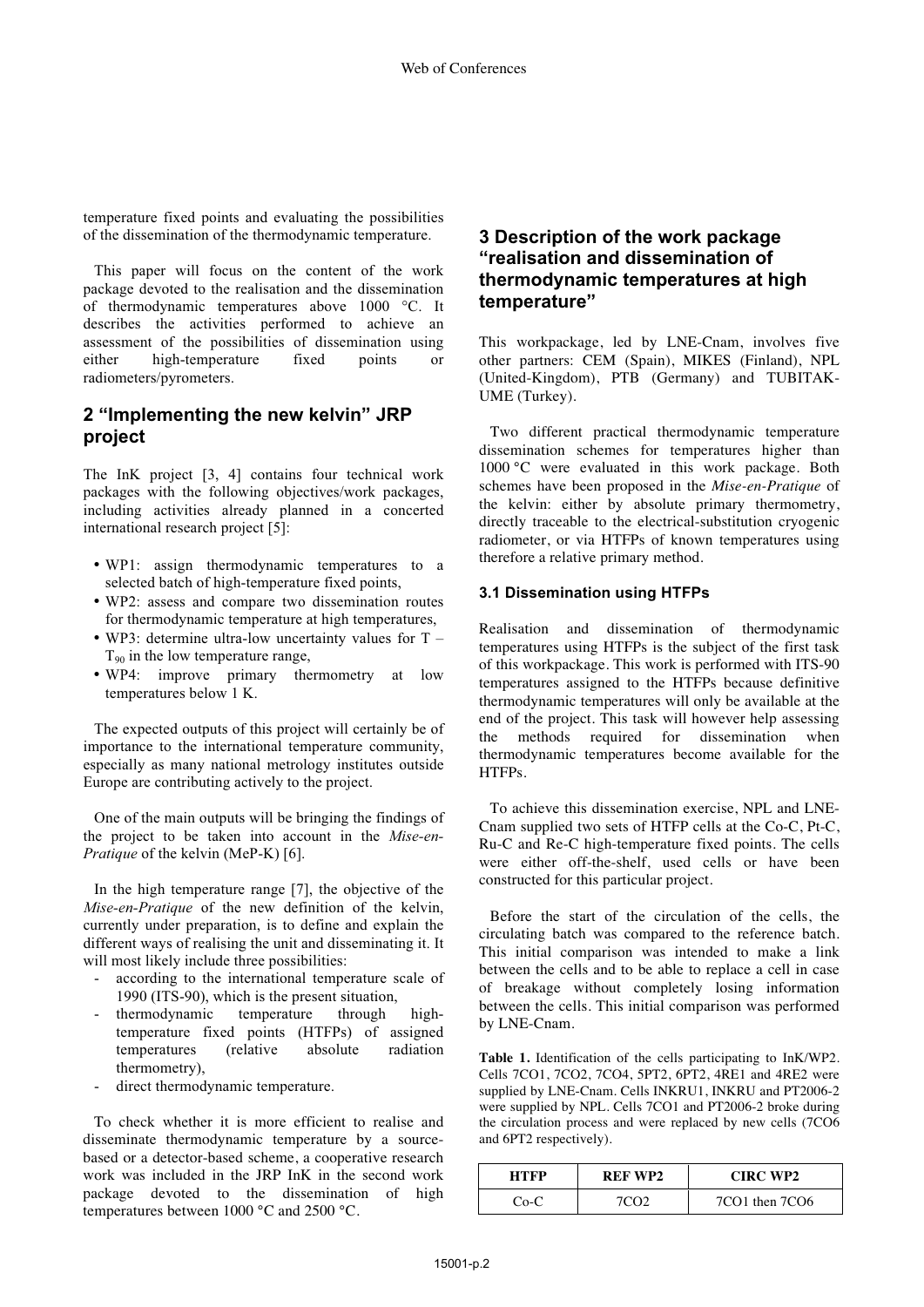temperature fixed points and evaluating the possibilities of the dissemination of the thermodynamic temperature.

This paper will focus on the content of the work package devoted to the realisation and the dissemination of thermodynamic temperatures above 1000 °C. It describes the activities performed to achieve an assessment of the possibilities of dissemination using either high-temperature fixed points or radiometers/pyrometers.

## 2 "Implementing the new kelvin" JRP project

The InK project [3, 4] contains four technical work packages with the following objectives/work packages, including activities already planned in a concerted international research project [5]:

- WP1: assign thermodynamic temperatures to a selected batch of high-temperature fixed points,
- WP2: assess and compare two dissemination routes for thermodynamic temperature at high temperatures,
- WP3: determine ultra-low uncertainty values for $T - T_{90}$ in the low temperature range,
- WP4: improve primary thermometry at low temperatures below 1 K.

The expected outputs of this project will certainly be of importance to the international temperature community, especially as many national metrology institutes outside Europe are contributing actively to the project.

One of the main outputs will be bringing the findings of the project to be taken into account in the *Mise-en-Pratique* of the kelvin (MeP-K) [6].

In the high temperature range [7], the objective of the *Mise-en-Pratique* of the new definition of the kelvin, currently under preparation, is to define and explain the different ways of realising the unit and disseminating it. It will most likely include three possibilities:

- according to the international temperature scale of 1990 (ITS-90), which is the present situation,
- thermodynamic temperature through high-temperature fixed points (HTFPs) of assigned temperatures (relative absolute radiation thermometry),
- direct thermodynamic temperature.

To check whether it is more efficient to realise and disseminate thermodynamic temperature by a source-based or a detector-based scheme, a cooperative research work was included in the JRP InK in the second work package devoted to the dissemination of high temperatures between 1000 °C and 2500 °C.

## 3 Description of the work package "realisation and dissemination of thermodynamic temperatures at high temperature"

This workpackage, led by LNE-Cnam, involves five other partners: CEM (Spain), MIKES (Finland), NPL (United-Kingdom), PTB (Germany) and TUBITAK-UME (Turkey).

Two different practical thermodynamic temperature dissemination schemes for temperatures higher than 1000 °C were evaluated in this work package. Both schemes have been proposed in the *Mise-en-Pratique* of the kelvin: either by absolute primary thermometry, directly traceable to the electrical-substitution cryogenic radiometer, or via HTFPs of known temperatures using therefore a relative primary method.

### 3.1 Dissemination using HTFPs

Realisation and dissemination of thermodynamic temperatures using HTFPs is the subject of the first task of this workpackage. This work is performed with ITS-90 temperatures assigned to the HTFPs because definitive thermodynamic temperatures will only be available at the end of the project. This task will however help assessing the methods required for dissemination when thermodynamic temperatures become available for the HTFPs.

To achieve this dissemination exercise, NPL and LNE-Cnam supplied two sets of HTFP cells at the Co-C, Pt-C, Ru-C and Re-C high-temperature fixed points. The cells were either off-the-shelf, used cells or have been constructed for this particular project.

Before the start of the circulation of the cells, the circulating batch was compared to the reference batch. This initial comparison was intended to make a link between the cells and to be able to replace a cell in case of breakage without completely losing information between the cells. This initial comparison was performed by LNE-Cnam.

**Table 1.** Identification of the cells participating to InK/WP2. Cells 7CO1, 7CO2, 7CO4, 5PT2, 6PT2, 4RE1 and 4RE2 were supplied by LNE-Cnam. Cells INKRU1, INKRU and PT2006-2 were supplied by NPL. Cells 7CO1 and PT2006-2 broke during the circulation process and were replaced by new cells (7CO6 and 6PT2 respectively).

| HTFP | REF WP2 | CIRC WP2 |
|---|---|---|
| Co-C | 7CO2 | 7CO1 then 7CO6 |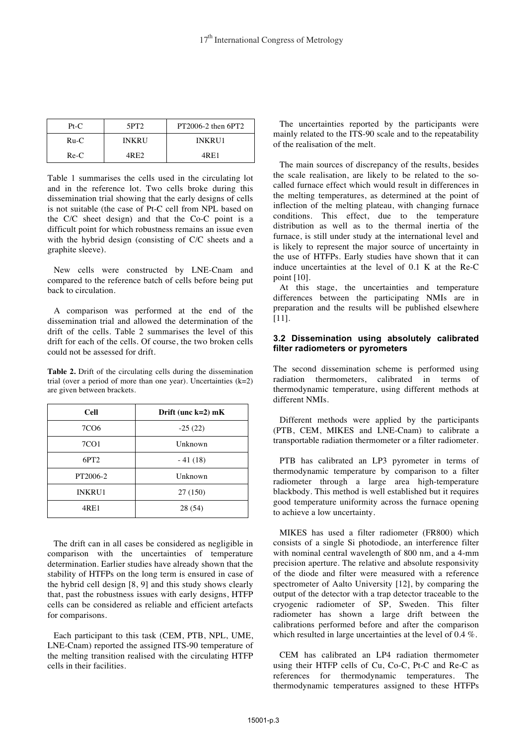| Pt-C | 5PT2 | PT2006-2 then 6PT2 |
|---|---|---|
| Ru-C | INKRU | INKRU1 |
| Re-C | 4RE2 | 4RE1 |

Table 1 summarises the cells used in the circulating lot and in the reference lot. Two cells broke during this dissemination trial showing that the early designs of cells is not suitable (the case of Pt-C cell from NPL based on the C/C sheet design) and that the Co-C point is a difficult point for which robustness remains an issue even with the hybrid design (consisting of C/C sheets and a graphite sleeve).

New cells were constructed by LNE-Cnam and compared to the reference batch of cells before being put back to circulation.

A comparison was performed at the end of the dissemination trial and allowed the determination of the drift of the cells. Table 2 summarises the level of this drift for each of the cells. Of course, the two broken cells could not be assessed for drift.

**Table 2.** Drift of the circulating cells during the dissemination trial (over a period of more than one year). Uncertainties (k=2) are given between brackets.

| Cell | Drift (unc k=2) mK |
|---|---|
| 7CO6 | -25 (22) |
| 7CO1 | Unknown |
| 6PT2 | - 41 (18) |
| PT2006-2 | Unknown |
| INKRU1 | 27 (150) |
| 4RE1 | 28 (54) |

The drift can in all cases be considered as negligible in comparison with the uncertainties of temperature determination. Earlier studies have already shown that the stability of HTFPs on the long term is ensured in case of the hybrid cell design [8, 9] and this study shows clearly that, past the robustness issues with early designs, HTFP cells can be considered as reliable and efficient artefacts for comparisons.

Each participant to this task (CEM, PTB, NPL, UME, LNE-Cnam) reported the assigned ITS-90 temperature of the melting transition realised with the circulating HTFP cells in their facilities.

The uncertainties reported by the participants were mainly related to the ITS-90 scale and to the repeatability of the realisation of the melt.

The main sources of discrepancy of the results, besides the scale realisation, are likely to be related to the so-called furnace effect which would result in differences in the melting temperatures, as determined at the point of inflection of the melting plateau, with changing furnace conditions. This effect, due to the temperature distribution as well as to the thermal inertia of the furnace, is still under study at the international level and is likely to represent the major source of uncertainty in the use of HTFPs. Early studies have shown that it can induce uncertainties at the level of 0.1 K at the Re-C point [10].

At this stage, the uncertainties and temperature differences between the participating NMIs are in preparation and the results will be published elsewhere [11].

### 3.2 Dissemination using absolutely calibrated filter radiometers or pyrometers

The second dissemination scheme is performed using radiation thermometers, calibrated in terms of thermodynamic temperature, using different methods at different NMIs.

Different methods were applied by the participants (PTB, CEM, MIKES and LNE-Cnam) to calibrate a transportable radiation thermometer or a filter radiometer.

PTB has calibrated an LP3 pyrometer in terms of thermodynamic temperature by comparison to a filter radiometer through a large area high-temperature blackbody. This method is well established but it requires good temperature uniformity across the furnace opening to achieve a low uncertainty.

MIKES has used a filter radiometer (FR800) which consists of a single Si photodiode, an interference filter with nominal central wavelength of 800 nm, and a 4-mm precision aperture. The relative and absolute responsivity of the diode and filter were measured with a reference spectrometer of Aalto University [12], by comparing the output of the detector with a trap detector traceable to the cryogenic radiometer of SP, Sweden. This filter radiometer has shown a large drift between the calibrations performed before and after the comparison which resulted in large uncertainties at the level of 0.4 %.

CEM has calibrated an LP4 radiation thermometer using their HTFP cells of Cu, Co-C, Pt-C and Re-C as references for thermodynamic temperatures. The thermodynamic temperatures assigned to these HTFPs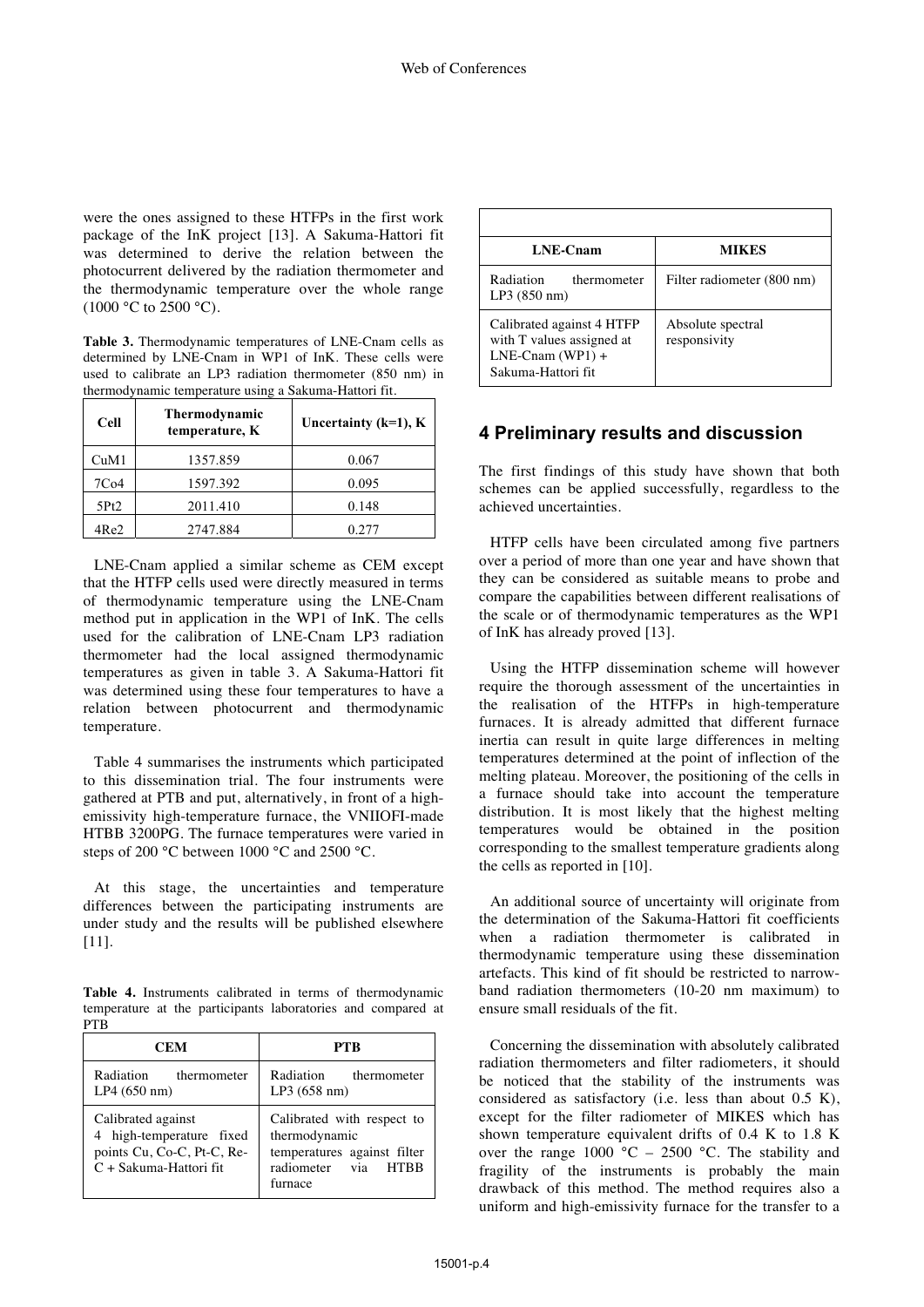were the ones assigned to these HTFPs in the first work package of the InK project [13]. A Sakuma-Hattori fit was determined to derive the relation between the photocurrent delivered by the radiation thermometer and the thermodynamic temperature over the whole range (1000 °C to 2500 °C).

**Table 3.** Thermodynamic temperatures of LNE-Cnam cells as determined by LNE-Cnam in WP1 of InK. These cells were used to calibrate an LP3 radiation thermometer (850 nm) in thermodynamic temperature using a Sakuma-Hattori fit.

| Cell | Thermodynamic temperature, K | Uncertainty (k=1), K |
|---|---|---|
| CuM1 | 1357.859 | 0.067 |
| 7Co4 | 1597.392 | 0.095 |
| 5Pt2 | 2011.410 | 0.148 |
| 4Re2 | 2747.884 | 0.277 |

LNE-Cnam applied a similar scheme as CEM except that the HTFP cells used were directly measured in terms of thermodynamic temperature using the LNE-Cnam method put in application in the WP1 of InK. The cells used for the calibration of LNE-Cnam LP3 radiation thermometer had the local assigned thermodynamic temperatures as given in table 3. A Sakuma-Hattori fit was determined using these four temperatures to have a relation between photocurrent and thermodynamic temperature.

Table 4 summarises the instruments which participated to this dissemination trial. The four instruments were gathered at PTB and put, alternatively, in front of a high-emissivity high-temperature furnace, the VNIIOFI-made HTBB 3200PG. The furnace temperatures were varied in steps of 200 °C between 1000 °C and 2500 °C.

At this stage, the uncertainties and temperature differences between the participating instruments are under study and the results will be published elsewhere [11].

**Table 4.** Instruments calibrated in terms of thermodynamic temperature at the participants laboratories and compared at PTB

| CEM | PTB | LNE-Cnam | MIKES |
|---|---|---|---|
| Radiation thermometer LP4 (650 nm) | Radiation thermometer LP3 (658 nm) | Radiation thermometer LP3 (850 nm) | Filter radiometer (800 nm) |
| Calibrated against 4 high-temperature fixed points Cu, Co-C, Pt-C, Re-C + Sakuma-Hattori fit | Calibrated with respect to thermodynamic temperatures against filter radiometer via HTBB furnace | Calibrated against 4 HTFP with T values assigned at LNE-Cnam (WP1) + Sakuma-Hattori fit | Absolute spectral responsivity |

## 4 Preliminary results and discussion

The first findings of this study have shown that both schemes can be applied successfully, regardless to the achieved uncertainties.

HTFP cells have been circulated among five partners over a period of more than one year and have shown that they can be considered as suitable means to probe and compare the capabilities between different realisations of the scale or of thermodynamic temperatures as the WP1 of InK has already proved [13].

Using the HTFP dissemination scheme will however require the thorough assessment of the uncertainties in the realisation of the HTFPs in high-temperature furnaces. It is already admitted that different furnace inertia can result in quite large differences in melting temperatures determined at the point of inflection of the melting plateau. Moreover, the positioning of the cells in a furnace should take into account the temperature distribution. It is most likely that the highest melting temperatures would be obtained in the position corresponding to the smallest temperature gradients along the cells as reported in [10].

An additional source of uncertainty will originate from the determination of the Sakuma-Hattori fit coefficients when a radiation thermometer is calibrated in thermodynamic temperature using these dissemination artefacts. This kind of fit should be restricted to narrow-band radiation thermometers (10-20 nm maximum) to ensure small residuals of the fit.

Concerning the dissemination with absolutely calibrated radiation thermometers and filter radiometers, it should be noticed that the stability of the instruments was considered as satisfactory (i.e. less than about 0.5 K), except for the filter radiometer of MIKES which has shown temperature equivalent drifts of 0.4 K to 1.8 K over the range 1000 °C – 2500 °C. The stability and fragility of the instruments is probably the main drawback of this method. The method requires also a uniform and high-emissivity furnace for the transfer to a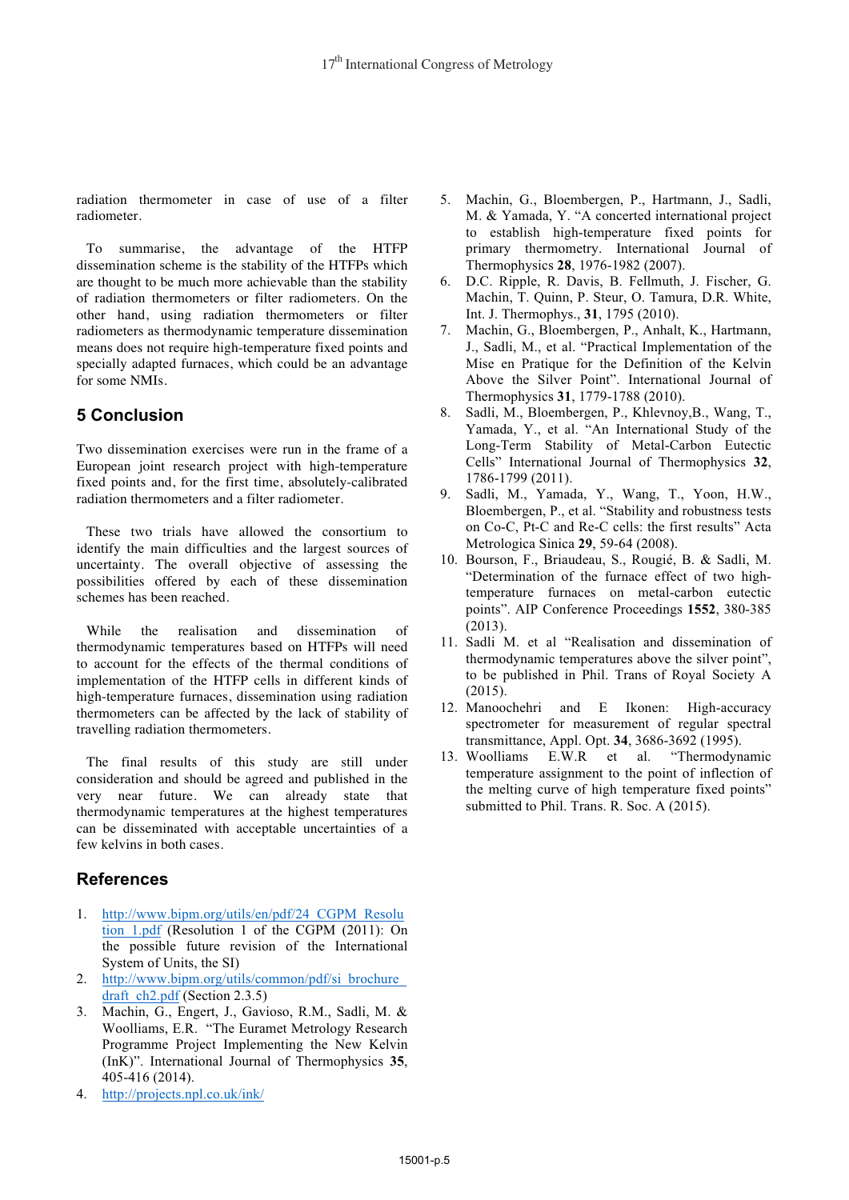radiation thermometer in case of use of a filter radiometer.

To summarise, the advantage of the HTFP dissemination scheme is the stability of the HTFPs which are thought to be much more achievable than the stability of radiation thermometers or filter radiometers. On the other hand, using radiation thermometers or filter radiometers as thermodynamic temperature dissemination means does not require high-temperature fixed points and specially adapted furnaces, which could be an advantage for some NMIs.

## 5 Conclusion

Two dissemination exercises were run in the frame of a European joint research project with high-temperature fixed points and, for the first time, absolutely-calibrated radiation thermometers and a filter radiometer.

These two trials have allowed the consortium to identify the main difficulties and the largest sources of uncertainty. The overall objective of assessing the possibilities offered by each of these dissemination schemes has been reached.

While the realisation and dissemination of thermodynamic temperatures based on HTFPs will need to account for the effects of the thermal conditions of implementation of the HTFP cells in different kinds of high-temperature furnaces, dissemination using radiation thermometers can be affected by the lack of stability of travelling radiation thermometers.

The final results of this study are still under consideration and should be agreed and published in the very near future. We can already state that thermodynamic temperatures at the highest temperatures can be disseminated with acceptable uncertainties of a few kelvins in both cases.

## References

1. http://www.bipm.org/utils/en/pdf/24_CGPM_Resolution_1.pdf (Resolution 1 of the CGPM (2011): On the possible future revision of the International System of Units, the SI)
2. http://www.bipm.org/utils/common/pdf/si_brochure_draft_ch2.pdf (Section 2.3.5)
3. Machin, G., Engert, J., Gavioso, R.M., Sadli, M. & Woolliams, E.R. "The Euramet Metrology Research Programme Project Implementing the New Kelvin (InK)". International Journal of Thermophysics **35**, 405-416 (2014).
4. http://projects.npl.co.uk/ink/
5. Machin, G., Bloembergen, P., Hartmann, J., Sadli, M. & Yamada, Y. "A concerted international project to establish high-temperature fixed points for primary thermometry. International Journal of Thermophysics **28**, 1976-1982 (2007).
6. D.C. Ripple, R. Davis, B. Fellmuth, J. Fischer, G. Machin, T. Quinn, P. Steur, O. Tamura, D.R. White, Int. J. Thermophys., **31**, 1795 (2010).
7. Machin, G., Bloembergen, P., Anhalt, K., Hartmann, J., Sadli, M., et al. "Practical Implementation of the Mise en Pratique for the Definition of the Kelvin Above the Silver Point". International Journal of Thermophysics **31**, 1779-1788 (2010).
8. Sadli, M., Bloembergen, P., Khlevnoy,B., Wang, T., Yamada, Y., et al. "An International Study of the Long-Term Stability of Metal-Carbon Eutectic Cells" International Journal of Thermophysics **32**, 1786-1799 (2011).
9. Sadli, M., Yamada, Y., Wang, T., Yoon, H.W., Bloembergen, P., et al. "Stability and robustness tests on Co-C, Pt-C and Re-C cells: the first results" Acta Metrologica Sinica **29**, 59-64 (2008).
10. Bourson, F., Briaudeau, S., Rougié, B. & Sadli, M. "Determination of the furnace effect of two high-temperature furnaces on metal-carbon eutectic points". AIP Conference Proceedings **1552**, 380-385 (2013).
11. Sadli M. et al "Realisation and dissemination of thermodynamic temperatures above the silver point", to be published in Phil. Trans of Royal Society A (2015).
12. Manoochehri and E Ikonen: High-accuracy spectrometer for measurement of regular spectral transmittance, Appl. Opt. **34**, 3686-3692 (1995).
13. Woolliams E.W.R et al. "Thermodynamic temperature assignment to the point of inflection of the melting curve of high temperature fixed points" submitted to Phil. Trans. R. Soc. A (2015).